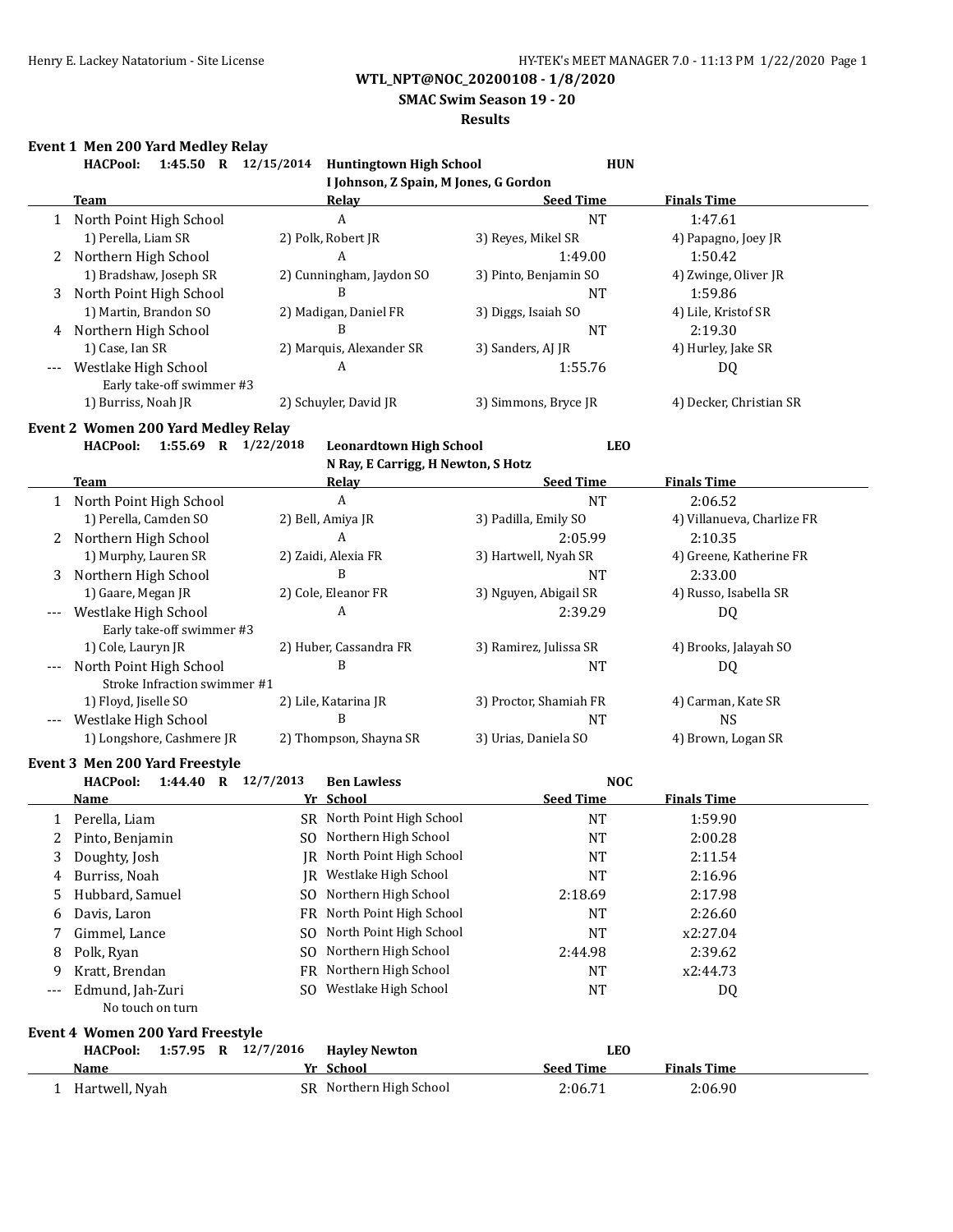**WTL_NPT@NOC_20200108 - 1/8/2020**

**SMAC Swim Season 19 - 20**

**Results**

### Event 1 Men 200 Yard Medley Relay

**HACPool: 1:45.50 R 12/15/2014 Huntingtown High School HUN**
**I Johnson, Z Spain, M Jones, G Gordon**

| | Team | Relay | Seed Time | Finals Time |
|---|---|---|---|---|
| 1 | North Point High School | A | NT | 1:47.61 |
| | 1) Perella, Liam SR | 2) Polk, Robert JR | 3) Reyes, Mikel SR | 4) Papagno, Joey JR |
| 2 | Northern High School | A | 1:49.00 | 1:50.42 |
| | 1) Bradshaw, Joseph SR | 2) Cunningham, Jaydon SO | 3) Pinto, Benjamin SO | 4) Zwinge, Oliver JR |
| 3 | North Point High School | B | NT | 1:59.86 |
| | 1) Martin, Brandon SO | 2) Madigan, Daniel FR | 3) Diggs, Isaiah SO | 4) Lile, Kristof SR |
| 4 | Northern High School | B | NT | 2:19.30 |
| | 1) Case, Ian SR | 2) Marquis, Alexander SR | 3) Sanders, AJ JR | 4) Hurley, Jake SR |
| --- | Westlake High School | A | 1:55.76 | DQ |
| | Early take-off swimmer #3 | | | |
| | 1) Burriss, Noah JR | 2) Schuyler, David JR | 3) Simmons, Bryce JR | 4) Decker, Christian SR |

### Event 2 Women 200 Yard Medley Relay

**HACPool: 1:55.69 R 1/22/2018 Leonardtown High School LEO**
**N Ray, E Carrigg, H Newton, S Hotz**

| | Team | Relay | Seed Time | Finals Time |
|---|---|---|---|---|
| 1 | North Point High School | A | NT | 2:06.52 |
| | 1) Perella, Camden SO | 2) Bell, Amiya JR | 3) Padilla, Emily SO | 4) Villanueva, Charlize FR |
| 2 | Northern High School | A | 2:05.99 | 2:10.35 |
| | 1) Murphy, Lauren SR | 2) Zaidi, Alexia FR | 3) Hartwell, Nyah SR | 4) Greene, Katherine FR |
| 3 | Northern High School | B | NT | 2:33.00 |
| | 1) Gaare, Megan JR | 2) Cole, Eleanor FR | 3) Nguyen, Abigail SR | 4) Russo, Isabella SR |
| --- | Westlake High School | A | 2:39.29 | DQ |
| | Early take-off swimmer #3 | | | |
| | 1) Cole, Lauryn JR | 2) Huber, Cassandra FR | 3) Ramirez, Julissa SR | 4) Brooks, Jalayah SO |
| --- | North Point High School | B | NT | DQ |
| | Stroke Infraction swimmer #1 | | | |
| | 1) Floyd, Jiselle SO | 2) Lile, Katarina JR | 3) Proctor, Shamiah FR | 4) Carman, Kate SR |
| --- | Westlake High School | B | NT | NS |
| | 1) Longshore, Cashmere JR | 2) Thompson, Shayna SR | 3) Urias, Daniela SO | 4) Brown, Logan SR |

### Event 3 Men 200 Yard Freestyle

**HACPool: 1:44.40 R 12/7/2013 Ben Lawless NOC**

| | Name | Yr | School | Seed Time | Finals Time |
|---|---|---|---|---|---|
| 1 | Perella, Liam | SR | North Point High School | NT | 1:59.90 |
| 2 | Pinto, Benjamin | SO | Northern High School | NT | 2:00.28 |
| 3 | Doughty, Josh | JR | North Point High School | NT | 2:11.54 |
| 4 | Burriss, Noah | JR | Westlake High School | NT | 2:16.96 |
| 5 | Hubbard, Samuel | SO | Northern High School | 2:18.69 | 2:17.98 |
| 6 | Davis, Laron | FR | North Point High School | NT | 2:26.60 |
| 7 | Gimmel, Lance | SO | North Point High School | NT | x2:27.04 |
| 8 | Polk, Ryan | SO | Northern High School | 2:44.98 | 2:39.62 |
| 9 | Kratt, Brendan | FR | Northern High School | NT | x2:44.73 |
| --- | Edmund, Jah-Zuri | SO | Westlake High School | NT | DQ |
| | No touch on turn | | | | |

### Event 4 Women 200 Yard Freestyle

**HACPool: 1:57.95 R 12/7/2016 Hayley Newton LEO**

| | Name | Yr | School | Seed Time | Finals Time |
|---|---|---|---|---|---|
| 1 | Hartwell, Nyah | SR | Northern High School | 2:06.71 | 2:06.90 |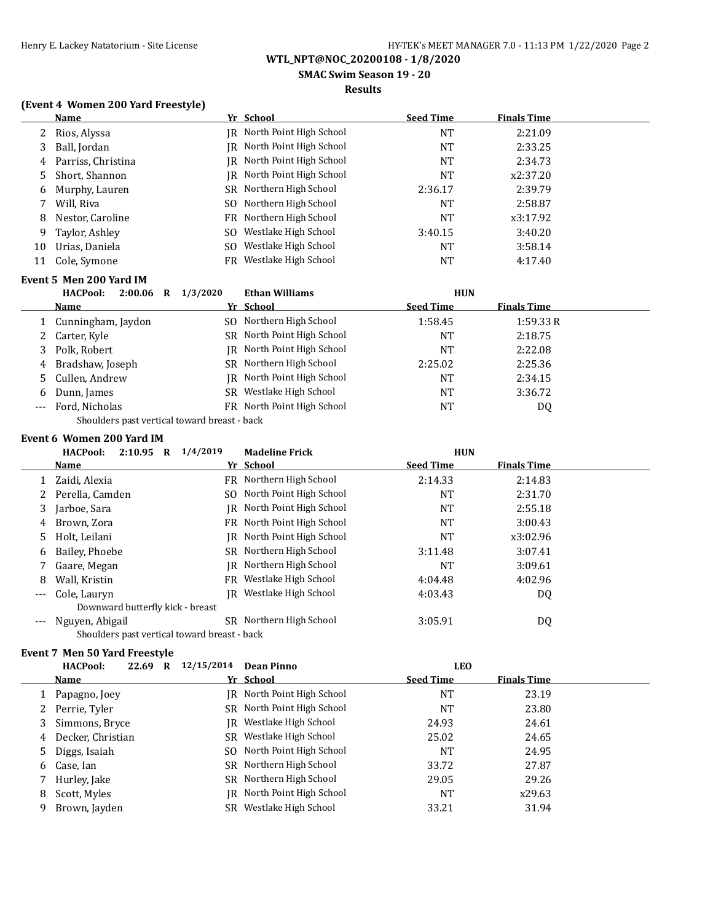**WTL_NPT@NOC_20200108 - 1/8/2020**

**SMAC Swim Season 19 - 20**

**Results**

### (Event 4 Women 200 Yard Freestyle)

| | Name | Yr | School | Seed Time | Finals Time |
|---|---|---|---|---|---|
| 2 | Rios, Alyssa | JR | North Point High School | NT | 2:21.09 |
| 3 | Ball, Jordan | JR | North Point High School | NT | 2:33.25 |
| 4 | Parriss, Christina | JR | North Point High School | NT | 2:34.73 |
| 5 | Short, Shannon | JR | North Point High School | NT | x2:37.20 |
| 6 | Murphy, Lauren | SR | Northern High School | 2:36.17 | 2:39.79 |
| 7 | Will, Riva | SO | Northern High School | NT | 2:58.87 |
| 8 | Nestor, Caroline | FR | Northern High School | NT | x3:17.92 |
| 9 | Taylor, Ashley | SO | Westlake High School | 3:40.15 | 3:40.20 |
| 10 | Urias, Daniela | SO | Westlake High School | NT | 3:58.14 |
| 11 | Cole, Symone | FR | Westlake High School | NT | 4:17.40 |

### Event 5 Men 200 Yard IM

**HACPool: 2:00.06 R 1/3/2020 Ethan Williams HUN**

| | Name | Yr | School | Seed Time | Finals Time |
|---|---|---|---|---|---|
| 1 | Cunningham, Jaydon | SO | Northern High School | 1:58.45 | 1:59.33 R |
| 2 | Carter, Kyle | SR | North Point High School | NT | 2:18.75 |
| 3 | Polk, Robert | JR | North Point High School | NT | 2:22.08 |
| 4 | Bradshaw, Joseph | SR | Northern High School | 2:25.02 | 2:25.36 |
| 5 | Cullen, Andrew | JR | North Point High School | NT | 2:34.15 |
| 6 | Dunn, James | SR | Westlake High School | NT | 3:36.72 |
| --- | Ford, Nicholas | FR | North Point High School | NT | DQ |
| | Shoulders past vertical toward breast - back | | | | |

### Event 6 Women 200 Yard IM

**HACPool: 2:10.95 R 1/4/2019 Madeline Frick HUN**

| | Name | Yr | School | Seed Time | Finals Time |
|---|---|---|---|---|---|
| 1 | Zaidi, Alexia | FR | Northern High School | 2:14.33 | 2:14.83 |
| 2 | Perella, Camden | SO | North Point High School | NT | 2:31.70 |
| 3 | Jarboe, Sara | JR | North Point High School | NT | 2:55.18 |
| 4 | Brown, Zora | FR | North Point High School | NT | 3:00.43 |
| 5 | Holt, Leilani | JR | North Point High School | NT | x3:02.96 |
| 6 | Bailey, Phoebe | SR | Northern High School | 3:11.48 | 3:07.41 |
| 7 | Gaare, Megan | JR | Northern High School | NT | 3:09.61 |
| 8 | Wall, Kristin | FR | Westlake High School | 4:04.48 | 4:02.96 |
| --- | Cole, Lauryn | JR | Westlake High School | 4:03.43 | DQ |
| | Downward butterfly kick - breast | | | | |
| --- | Nguyen, Abigail | SR | Northern High School | 3:05.91 | DQ |
| | Shoulders past vertical toward breast - back | | | | |

### Event 7 Men 50 Yard Freestyle

**HACPool: 22.69 R 12/15/2014 Dean Pinno LEO**

| | Name | Yr | School | Seed Time | Finals Time |
|---|---|---|---|---|---|
| 1 | Papagno, Joey | JR | North Point High School | NT | 23.19 |
| 2 | Perrie, Tyler | SR | North Point High School | NT | 23.80 |
| 3 | Simmons, Bryce | JR | Westlake High School | 24.93 | 24.61 |
| 4 | Decker, Christian | SR | Westlake High School | 25.02 | 24.65 |
| 5 | Diggs, Isaiah | SO | North Point High School | NT | 24.95 |
| 6 | Case, Ian | SR | Northern High School | 33.72 | 27.87 |
| 7 | Hurley, Jake | SR | Northern High School | 29.05 | 29.26 |
| 8 | Scott, Myles | JR | North Point High School | NT | x29.63 |
| 9 | Brown, Jayden | SR | Westlake High School | 33.21 | 31.94 |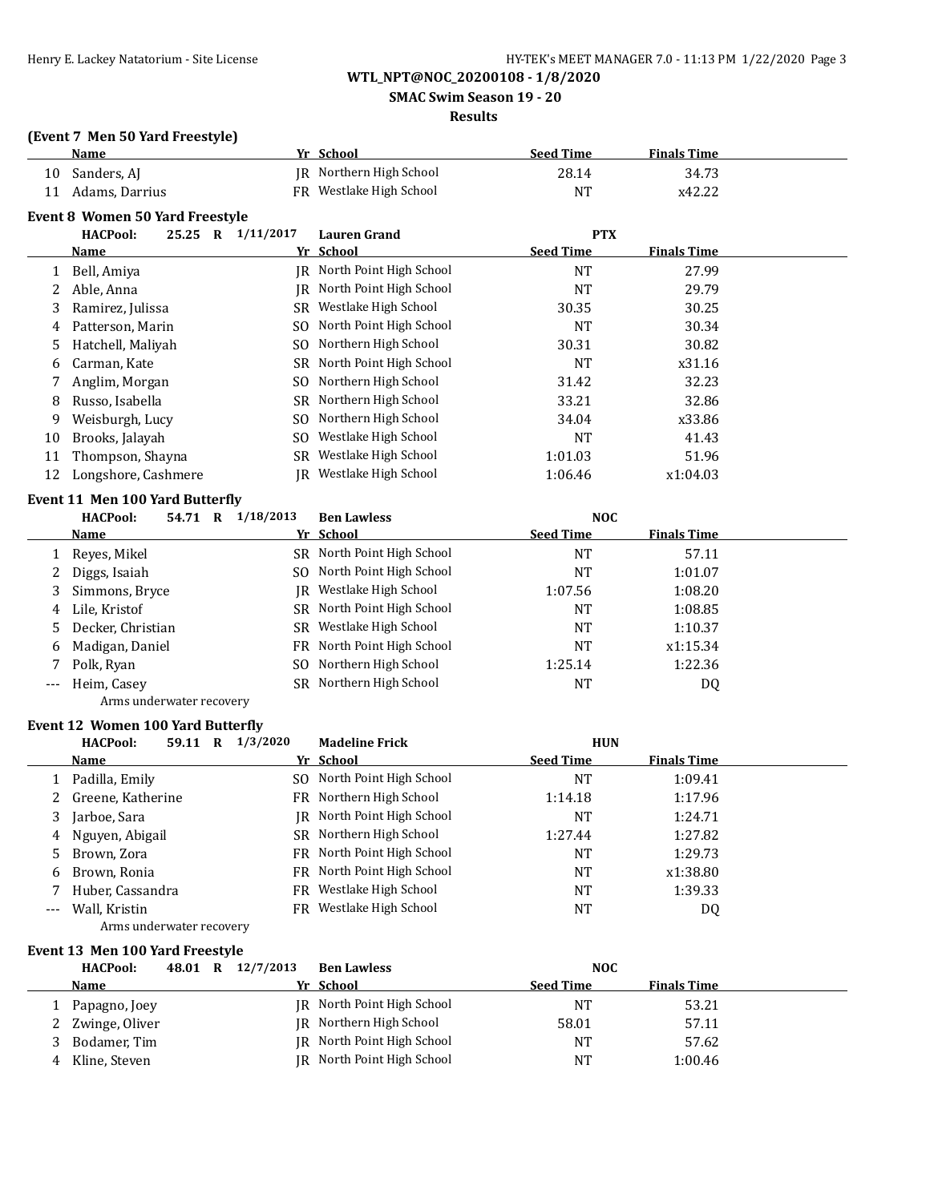WTL_NPT@NOC_20200108 - 1/8/2020

SMAC Swim Season 19 - 20

Results

### (Event 7 Men 50 Yard Freestyle)

| | Name | Yr | School | Seed Time | Finals Time |
|---|---|---|---|---|---|
| 10 | Sanders, AJ | JR | Northern High School | 28.14 | 34.73 |
| 11 | Adams, Darrius | FR | Westlake High School | NT | x42.22 |

### Event 8 Women 50 Yard Freestyle

HACPool: 25.25 R 1/11/2017 Lauren Grand PTX

| | Name | Yr | School | Seed Time | Finals Time |
|---|---|---|---|---|---|
| 1 | Bell, Amiya | JR | North Point High School | NT | 27.99 |
| 2 | Able, Anna | JR | North Point High School | NT | 29.79 |
| 3 | Ramirez, Julissa | SR | Westlake High School | 30.35 | 30.25 |
| 4 | Patterson, Marin | SO | North Point High School | NT | 30.34 |
| 5 | Hatchell, Maliyah | SO | Northern High School | 30.31 | 30.82 |
| 6 | Carman, Kate | SR | North Point High School | NT | x31.16 |
| 7 | Anglim, Morgan | SO | Northern High School | 31.42 | 32.23 |
| 8 | Russo, Isabella | SR | Northern High School | 33.21 | 32.86 |
| 9 | Weisburgh, Lucy | SO | Northern High School | 34.04 | x33.86 |
| 10 | Brooks, Jalayah | SO | Westlake High School | NT | 41.43 |
| 11 | Thompson, Shayna | SR | Westlake High School | 1:01.03 | 51.96 |
| 12 | Longshore, Cashmere | JR | Westlake High School | 1:06.46 | x1:04.03 |

### Event 11 Men 100 Yard Butterfly

HACPool: 54.71 R 1/18/2013 Ben Lawless NOC

| | Name | Yr | School | Seed Time | Finals Time |
|---|---|---|---|---|---|
| 1 | Reyes, Mikel | SR | North Point High School | NT | 57.11 |
| 2 | Diggs, Isaiah | SO | North Point High School | NT | 1:01.07 |
| 3 | Simmons, Bryce | JR | Westlake High School | 1:07.56 | 1:08.20 |
| 4 | Lile, Kristof | SR | North Point High School | NT | 1:08.85 |
| 5 | Decker, Christian | SR | Westlake High School | NT | 1:10.37 |
| 6 | Madigan, Daniel | FR | North Point High School | NT | x1:15.34 |
| 7 | Polk, Ryan | SO | Northern High School | 1:25.14 | 1:22.36 |
| --- | Heim, Casey | SR | Northern High School | NT | DQ |
| | Arms underwater recovery | | | | |

### Event 12 Women 100 Yard Butterfly

HACPool: 59.11 R 1/3/2020 Madeline Frick HUN

| | Name | Yr | School | Seed Time | Finals Time |
|---|---|---|---|---|---|
| 1 | Padilla, Emily | SO | North Point High School | NT | 1:09.41 |
| 2 | Greene, Katherine | FR | Northern High School | 1:14.18 | 1:17.96 |
| 3 | Jarboe, Sara | JR | North Point High School | NT | 1:24.71 |
| 4 | Nguyen, Abigail | SR | Northern High School | 1:27.44 | 1:27.82 |
| 5 | Brown, Zora | FR | North Point High School | NT | 1:29.73 |
| 6 | Brown, Ronia | FR | North Point High School | NT | x1:38.80 |
| 7 | Huber, Cassandra | FR | Westlake High School | NT | 1:39.33 |
| --- | Wall, Kristin | FR | Westlake High School | NT | DQ |
| | Arms underwater recovery | | | | |

### Event 13 Men 100 Yard Freestyle

HACPool: 48.01 R 12/7/2013 Ben Lawless NOC

| | Name | Yr | School | Seed Time | Finals Time |
|---|---|---|---|---|---|
| 1 | Papagno, Joey | JR | North Point High School | NT | 53.21 |
| 2 | Zwinge, Oliver | JR | Northern High School | 58.01 | 57.11 |
| 3 | Bodamer, Tim | JR | North Point High School | NT | 57.62 |
| 4 | Kline, Steven | JR | North Point High School | NT | 1:00.46 |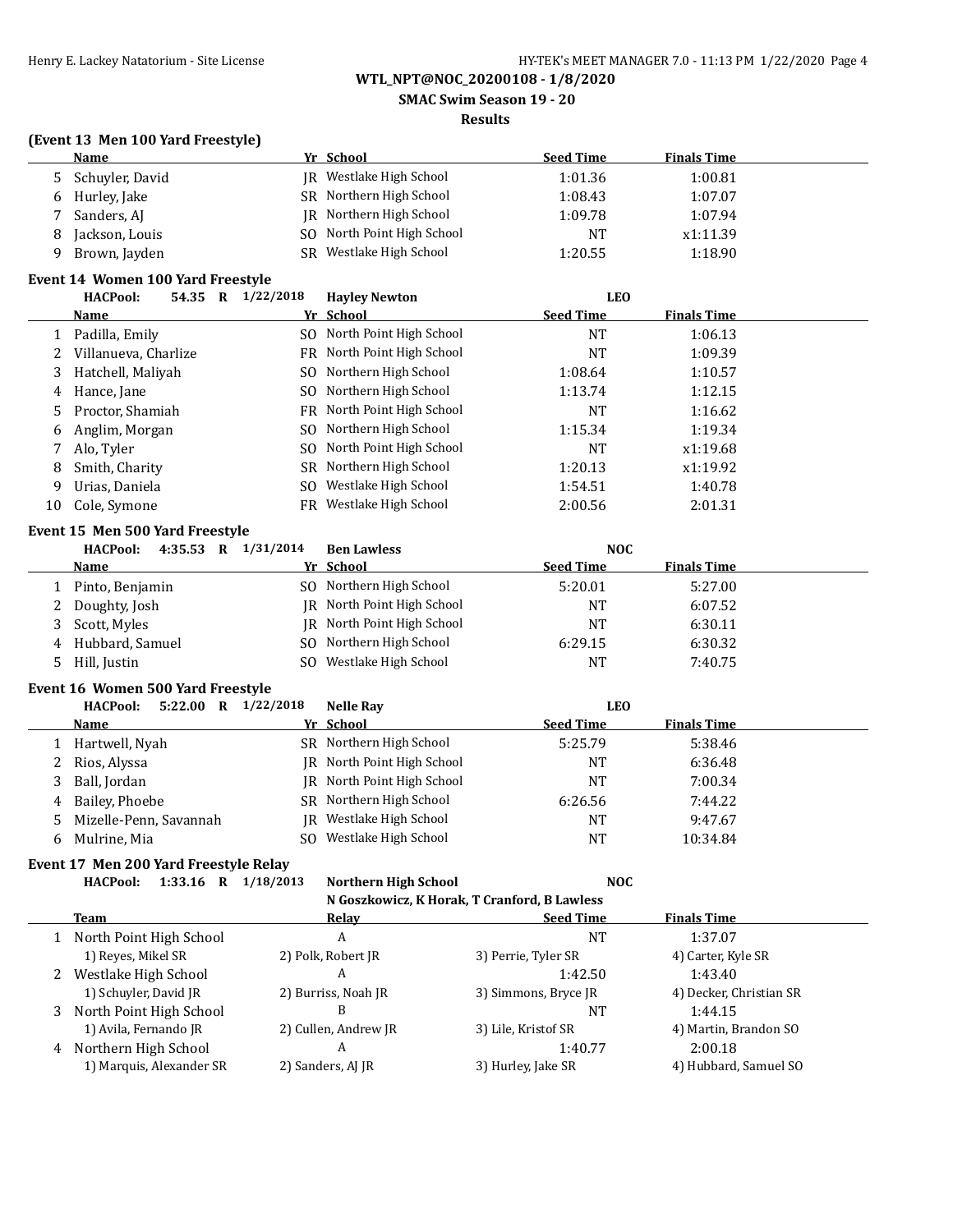**WTL_NPT@NOC_20200108 - 1/8/2020**

**SMAC Swim Season 19 - 20**

**Results**

### (Event 13 Men 100 Yard Freestyle)

| | Name | Yr | School | Seed Time | Finals Time |
|---|---|---|---|---|---|
| 5 | Schuyler, David | JR | Westlake High School | 1:01.36 | 1:00.81 |
| 6 | Hurley, Jake | SR | Northern High School | 1:08.43 | 1:07.07 |
| 7 | Sanders, AJ | JR | Northern High School | 1:09.78 | 1:07.94 |
| 8 | Jackson, Louis | SO | North Point High School | NT | x1:11.39 |
| 9 | Brown, Jayden | SR | Westlake High School | 1:20.55 | 1:18.90 |

### Event 14 Women 100 Yard Freestyle

**HACPool: 54.35 R 1/22/2018 Hayley Newton LEO**

| | Name | Yr | School | Seed Time | Finals Time |
|---|---|---|---|---|---|
| 1 | Padilla, Emily | SO | North Point High School | NT | 1:06.13 |
| 2 | Villanueva, Charlize | FR | North Point High School | NT | 1:09.39 |
| 3 | Hatchell, Maliyah | SO | Northern High School | 1:08.64 | 1:10.57 |
| 4 | Hance, Jane | SO | Northern High School | 1:13.74 | 1:12.15 |
| 5 | Proctor, Shamiah | FR | North Point High School | NT | 1:16.62 |
| 6 | Anglim, Morgan | SO | Northern High School | 1:15.34 | 1:19.34 |
| 7 | Alo, Tyler | SO | North Point High School | NT | x1:19.68 |
| 8 | Smith, Charity | SR | Northern High School | 1:20.13 | x1:19.92 |
| 9 | Urias, Daniela | SO | Westlake High School | 1:54.51 | 1:40.78 |
| 10 | Cole, Symone | FR | Westlake High School | 2:00.56 | 2:01.31 |

### Event 15 Men 500 Yard Freestyle

**HACPool: 4:35.53 R 1/31/2014 Ben Lawless NOC**

| | Name | Yr | School | Seed Time | Finals Time |
|---|---|---|---|---|---|
| 1 | Pinto, Benjamin | SO | Northern High School | 5:20.01 | 5:27.00 |
| 2 | Doughty, Josh | JR | North Point High School | NT | 6:07.52 |
| 3 | Scott, Myles | JR | North Point High School | NT | 6:30.11 |
| 4 | Hubbard, Samuel | SO | Northern High School | 6:29.15 | 6:30.32 |
| 5 | Hill, Justin | SO | Westlake High School | NT | 7:40.75 |

### Event 16 Women 500 Yard Freestyle

**HACPool: 5:22.00 R 1/22/2018 Nelle Ray LEO**

| | Name | Yr | School | Seed Time | Finals Time |
|---|---|---|---|---|---|
| 1 | Hartwell, Nyah | SR | Northern High School | 5:25.79 | 5:38.46 |
| 2 | Rios, Alyssa | JR | North Point High School | NT | 6:36.48 |
| 3 | Ball, Jordan | JR | North Point High School | NT | 7:00.34 |
| 4 | Bailey, Phoebe | SR | Northern High School | 6:26.56 | 7:44.22 |
| 5 | Mizelle-Penn, Savannah | JR | Westlake High School | NT | 9:47.67 |
| 6 | Mulrine, Mia | SO | Westlake High School | NT | 10:34.84 |

### Event 17 Men 200 Yard Freestyle Relay

**HACPool: 1:33.16 R 1/18/2013 Northern High School NOC**
N Goszkowicz, K Horak, T Cranford, B Lawless

| | Team | Relay | Seed Time | Finals Time |
|---|---|---|---|---|
| 1 | North Point High School | A | NT | 1:37.07 |
| | 1) Reyes, Mikel SR | 2) Polk, Robert JR | 3) Perrie, Tyler SR | 4) Carter, Kyle SR |
| 2 | Westlake High School | A | 1:42.50 | 1:43.40 |
| | 1) Schuyler, David JR | 2) Burriss, Noah JR | 3) Simmons, Bryce JR | 4) Decker, Christian SR |
| 3 | North Point High School | B | NT | 1:44.15 |
| | 1) Avila, Fernando JR | 2) Cullen, Andrew JR | 3) Lile, Kristof SR | 4) Martin, Brandon SO |
| 4 | Northern High School | A | 1:40.77 | 2:00.18 |
| | 1) Marquis, Alexander SR | 2) Sanders, AJ JR | 3) Hurley, Jake SR | 4) Hubbard, Samuel SO |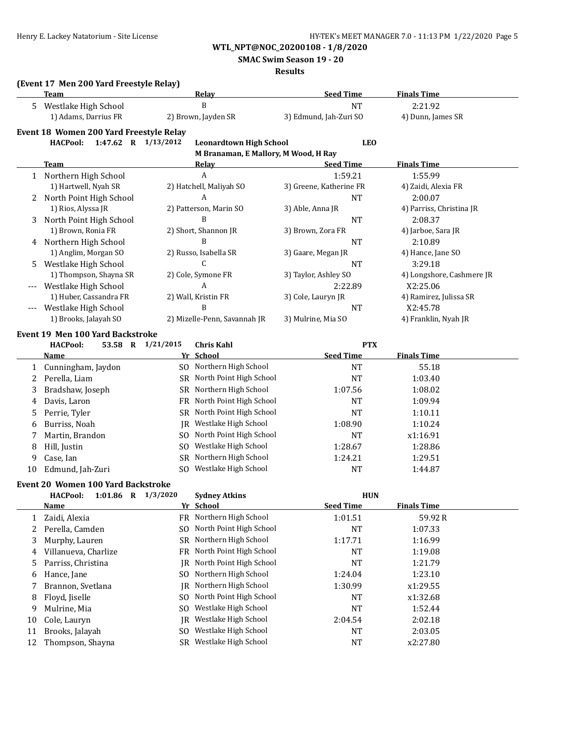**WTL_NPT@NOC_20200108 - 1/8/2020**

**SMAC Swim Season 19 - 20**

**Results**

### (Event 17 Men 200 Yard Freestyle Relay)

| | Team | Relay | Seed Time | Finals Time |
|---|---|---|---|---|
| 5 | Westlake High School | B | NT | 2:21.92 |
| | 1) Adams, Darrius FR | 2) Brown, Jayden SR | 3) Edmund, Jah-Zuri SO | 4) Dunn, James SR |

### Event 18 Women 200 Yard Freestyle Relay

**HACPool: 1:47.62 R 1/13/2012 Leonardtown High School LEO**
M Branaman, E Mallory, M Wood, H Ray

| | Team | Relay | Seed Time | Finals Time |
|---|---|---|---|---|
| 1 | Northern High School | A | 1:59.21 | 1:55.99 |
| | 1) Hartwell, Nyah SR | 2) Hatchell, Maliyah SO | 3) Greene, Katherine FR | 4) Zaidi, Alexia FR |
| 2 | North Point High School | A | NT | 2:00.07 |
| | 1) Rios, Alyssa JR | 2) Patterson, Marin SO | 3) Able, Anna JR | 4) Parriss, Christina JR |
| 3 | North Point High School | B | NT | 2:08.37 |
| | 1) Brown, Ronia FR | 2) Short, Shannon JR | 3) Brown, Zora FR | 4) Jarboe, Sara JR |
| 4 | Northern High School | B | NT | 2:10.89 |
| | 1) Anglim, Morgan SO | 2) Russo, Isabella SR | 3) Gaare, Megan JR | 4) Hance, Jane SO |
| 5 | Westlake High School | C | NT | 3:29.18 |
| | 1) Thompson, Shayna SR | 2) Cole, Symone FR | 3) Taylor, Ashley SO | 4) Longshore, Cashmere JR |
| --- | Westlake High School | A | 2:22.89 | X2:25.06 |
| | 1) Huber, Cassandra FR | 2) Wall, Kristin FR | 3) Cole, Lauryn JR | 4) Ramirez, Julissa SR |
| --- | Westlake High School | B | NT | X2:45.78 |
| | 1) Brooks, Jalayah SO | 2) Mizelle-Penn, Savannah JR | 3) Mulrine, Mia SO | 4) Franklin, Nyah JR |

### Event 19 Men 100 Yard Backstroke

**HACPool: 53.58 R 1/21/2015 Chris Kahl PTX**

| | Name | Yr | School | Seed Time | Finals Time |
|---|---|---|---|---|---|
| 1 | Cunningham, Jaydon | SO | Northern High School | NT | 55.18 |
| 2 | Perella, Liam | SR | North Point High School | NT | 1:03.40 |
| 3 | Bradshaw, Joseph | SR | Northern High School | 1:07.56 | 1:08.02 |
| 4 | Davis, Laron | FR | North Point High School | NT | 1:09.94 |
| 5 | Perrie, Tyler | SR | North Point High School | NT | 1:10.11 |
| 6 | Burriss, Noah | JR | Westlake High School | 1:08.90 | 1:10.24 |
| 7 | Martin, Brandon | SO | North Point High School | NT | x1:16.91 |
| 8 | Hill, Justin | SO | Westlake High School | 1:28.67 | 1:28.86 |
| 9 | Case, Ian | SR | Northern High School | 1:24.21 | 1:29.51 |
| 10 | Edmund, Jah-Zuri | SO | Westlake High School | NT | 1:44.87 |

### Event 20 Women 100 Yard Backstroke

**HACPool: 1:01.86 R 1/3/2020 Sydney Atkins HUN**

| | Name | Yr | School | Seed Time | Finals Time |
|---|---|---|---|---|---|
| 1 | Zaidi, Alexia | FR | Northern High School | 1:01.51 | 59.92 R |
| 2 | Perella, Camden | SO | North Point High School | NT | 1:07.33 |
| 3 | Murphy, Lauren | SR | Northern High School | 1:17.71 | 1:16.99 |
| 4 | Villanueva, Charlize | FR | North Point High School | NT | 1:19.08 |
| 5 | Parriss, Christina | JR | North Point High School | NT | 1:21.79 |
| 6 | Hance, Jane | SO | Northern High School | 1:24.04 | 1:23.10 |
| 7 | Brannon, Svetlana | JR | Northern High School | 1:30.99 | x1:29.55 |
| 8 | Floyd, Jiselle | SO | North Point High School | NT | x1:32.68 |
| 9 | Mulrine, Mia | SO | Westlake High School | NT | 1:52.44 |
| 10 | Cole, Lauryn | JR | Westlake High School | 2:04.54 | 2:02.18 |
| 11 | Brooks, Jalayah | SO | Westlake High School | NT | 2:03.05 |
| 12 | Thompson, Shayna | SR | Westlake High School | NT | x2:27.80 |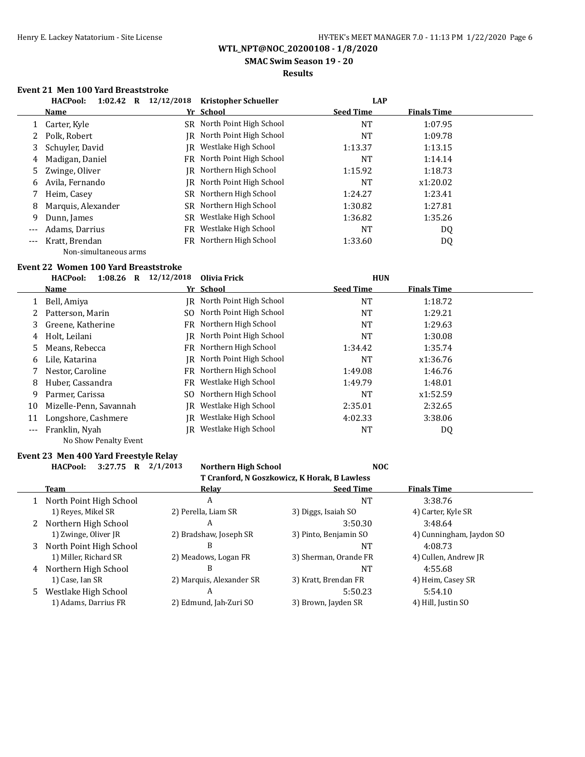**WTL_NPT@NOC_20200108 - 1/8/2020**

**SMAC Swim Season 19 - 20**

**Results**

### Event 21 Men 100 Yard Breaststroke

**HACPool: 1:02.42 R 12/12/2018 Kristopher Schueller LAP**

| | Name | Yr | School | Seed Time | Finals Time |
|---|---|---|---|---|---|
| 1 | Carter, Kyle | SR | North Point High School | NT | 1:07.95 |
| 2 | Polk, Robert | JR | North Point High School | NT | 1:09.78 |
| 3 | Schuyler, David | JR | Westlake High School | 1:13.37 | 1:13.15 |
| 4 | Madigan, Daniel | FR | North Point High School | NT | 1:14.14 |
| 5 | Zwinge, Oliver | JR | Northern High School | 1:15.92 | 1:18.73 |
| 6 | Avila, Fernando | JR | North Point High School | NT | x1:20.02 |
| 7 | Heim, Casey | SR | Northern High School | 1:24.27 | 1:23.41 |
| 8 | Marquis, Alexander | SR | Northern High School | 1:30.82 | 1:27.81 |
| 9 | Dunn, James | SR | Westlake High School | 1:36.82 | 1:35.26 |
| --- | Adams, Darrius | FR | Westlake High School | NT | DQ |
| --- | Kratt, Brendan | FR | Northern High School | 1:33.60 | DQ |
| | Non-simultaneous arms | | | | |

### Event 22 Women 100 Yard Breaststroke

**HACPool: 1:08.26 R 12/12/2018 Olivia Frick HUN**

| | Name | Yr | School | Seed Time | Finals Time |
|---|---|---|---|---|---|
| 1 | Bell, Amiya | JR | North Point High School | NT | 1:18.72 |
| 2 | Patterson, Marin | SO | North Point High School | NT | 1:29.21 |
| 3 | Greene, Katherine | FR | Northern High School | NT | 1:29.63 |
| 4 | Holt, Leilani | JR | North Point High School | NT | 1:30.08 |
| 5 | Means, Rebecca | FR | Northern High School | 1:34.42 | 1:35.74 |
| 6 | Lile, Katarina | JR | North Point High School | NT | x1:36.76 |
| 7 | Nestor, Caroline | FR | Northern High School | 1:49.08 | 1:46.76 |
| 8 | Huber, Cassandra | FR | Westlake High School | 1:49.79 | 1:48.01 |
| 9 | Parmer, Carissa | SO | Northern High School | NT | x1:52.59 |
| 10 | Mizelle-Penn, Savannah | JR | Westlake High School | 2:35.01 | 2:32.65 |
| 11 | Longshore, Cashmere | JR | Westlake High School | 4:02.33 | 3:38.06 |
| --- | Franklin, Nyah | JR | Westlake High School | NT | DQ |
| | No Show Penalty Event | | | | |

### Event 23 Men 400 Yard Freestyle Relay

**HACPool: 3:27.75 R 2/1/2013 Northern High School NOC**

**T Cranford, N Goszkowicz, K Horak, B Lawless**

| | Team | Relay | Seed Time | Finals Time |
|---|---|---|---|---|
| 1 | North Point High School | A | NT | 3:38.76 |
| | 1) Reyes, Mikel SR | 2) Perella, Liam SR | 3) Diggs, Isaiah SO | 4) Carter, Kyle SR |
| 2 | Northern High School | A | 3:50.30 | 3:48.64 |
| | 1) Zwinge, Oliver JR | 2) Bradshaw, Joseph SR | 3) Pinto, Benjamin SO | 4) Cunningham, Jaydon SO |
| 3 | North Point High School | B | NT | 4:08.73 |
| | 1) Miller, Richard SR | 2) Meadows, Logan FR | 3) Sherman, Orande FR | 4) Cullen, Andrew JR |
| 4 | Northern High School | B | NT | 4:55.68 |
| | 1) Case, Ian SR | 2) Marquis, Alexander SR | 3) Kratt, Brendan FR | 4) Heim, Casey SR |
| 5 | Westlake High School | A | 5:50.23 | 5:54.10 |
| | 1) Adams, Darrius FR | 2) Edmund, Jah-Zuri SO | 3) Brown, Jayden SR | 4) Hill, Justin SO |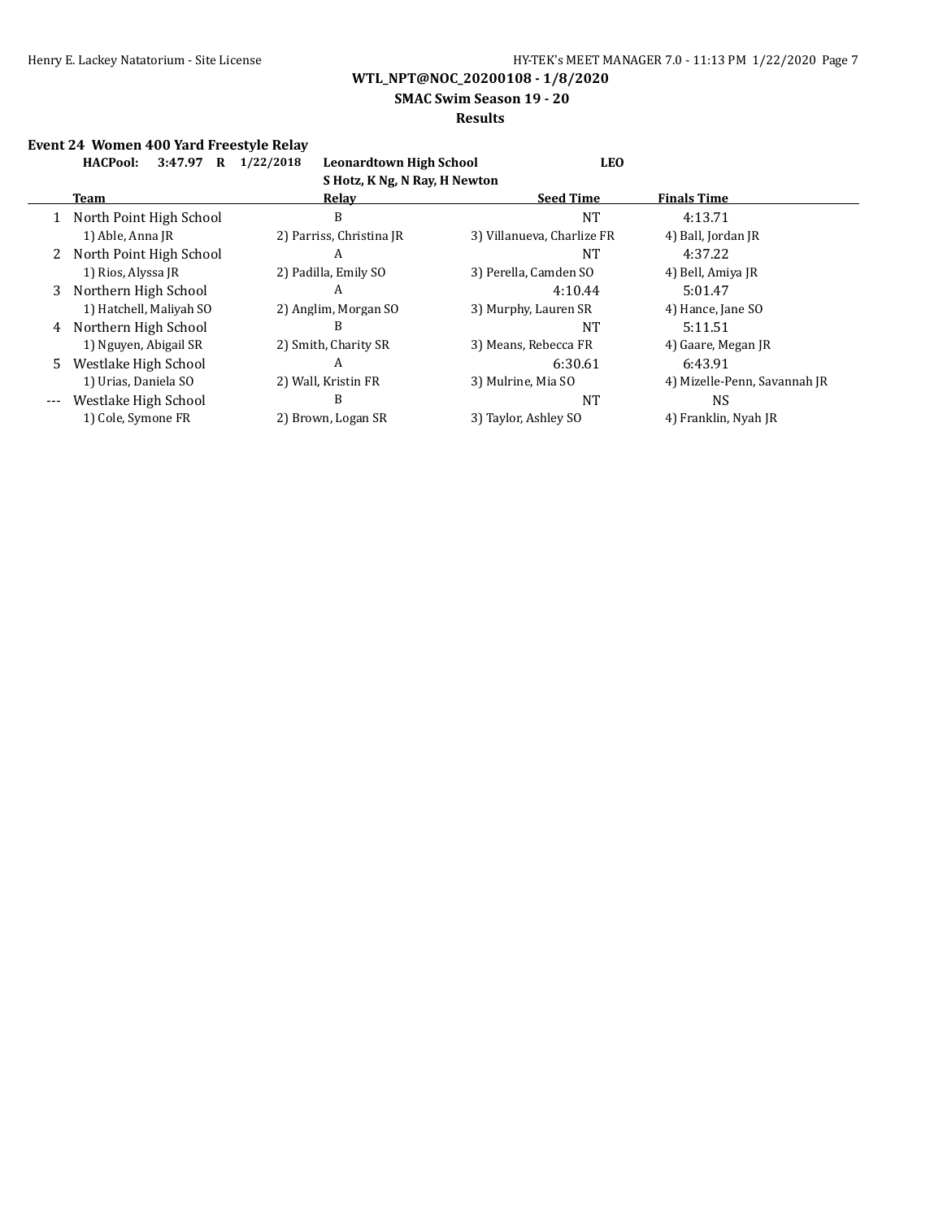**WTL_NPT@NOC_20200108 - 1/8/2020**

**SMAC Swim Season 19 - 20**

**Results**

### Event 24 Women 400 Yard Freestyle Relay

**HACPool: 3:47.97 R 1/22/2018 Leonardtown High School LEO**
**S Hotz, K Ng, N Ray, H Newton**

| | Team | Relay | Seed Time | Finals Time |
|---|---|---|---|---|
| 1 | North Point High School | B | NT | 4:13.71 |
| | 1) Able, Anna JR | 2) Parriss, Christina JR | 3) Villanueva, Charlize FR | 4) Ball, Jordan JR |
| 2 | North Point High School | A | NT | 4:37.22 |
| | 1) Rios, Alyssa JR | 2) Padilla, Emily SO | 3) Perella, Camden SO | 4) Bell, Amiya JR |
| 3 | Northern High School | A | 4:10.44 | 5:01.47 |
| | 1) Hatchell, Maliyah SO | 2) Anglim, Morgan SO | 3) Murphy, Lauren SR | 4) Hance, Jane SO |
| 4 | Northern High School | B | NT | 5:11.51 |
| | 1) Nguyen, Abigail SR | 2) Smith, Charity SR | 3) Means, Rebecca FR | 4) Gaare, Megan JR |
| 5 | Westlake High School | A | 6:30.61 | 6:43.91 |
| | 1) Urias, Daniela SO | 2) Wall, Kristin FR | 3) Mulrine, Mia SO | 4) Mizelle-Penn, Savannah JR |
| --- | Westlake High School | B | NT | NS |
| | 1) Cole, Symone FR | 2) Brown, Logan SR | 3) Taylor, Ashley SO | 4) Franklin, Nyah JR |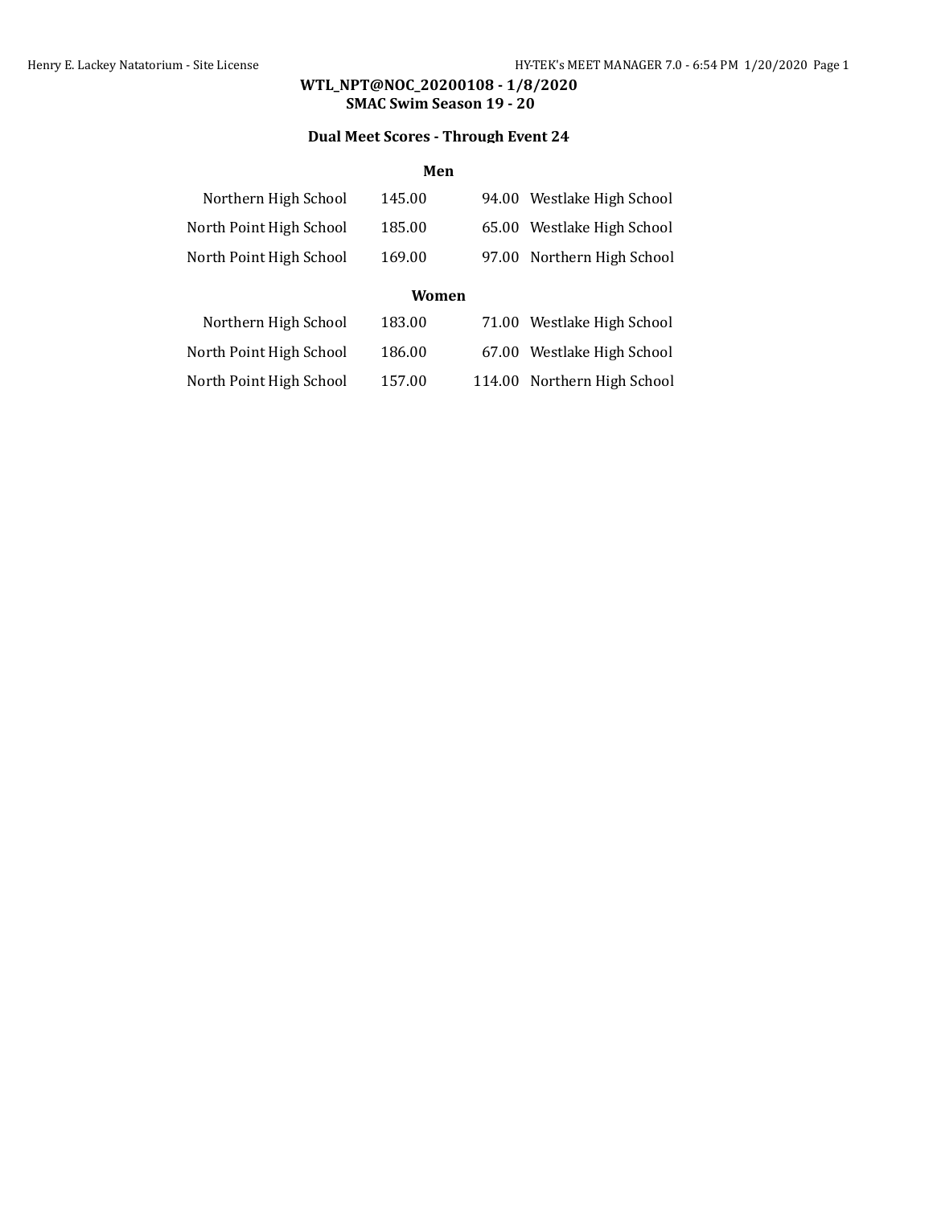**WTL_NPT@NOC_20200108 - 1/8/2020**
**SMAC Swim Season 19 - 20**

### Dual Meet Scores - Through Event 24

#### Men

| | | | |
|---|---|---|---|
| Northern High School | 145.00 | 94.00 | Westlake High School |
| North Point High School | 185.00 | 65.00 | Westlake High School |
| North Point High School | 169.00 | 97.00 | Northern High School |

#### Women

| | | | |
|---|---|---|---|
| Northern High School | 183.00 | 71.00 | Westlake High School |
| North Point High School | 186.00 | 67.00 | Westlake High School |
| North Point High School | 157.00 | 114.00 | Northern High School |